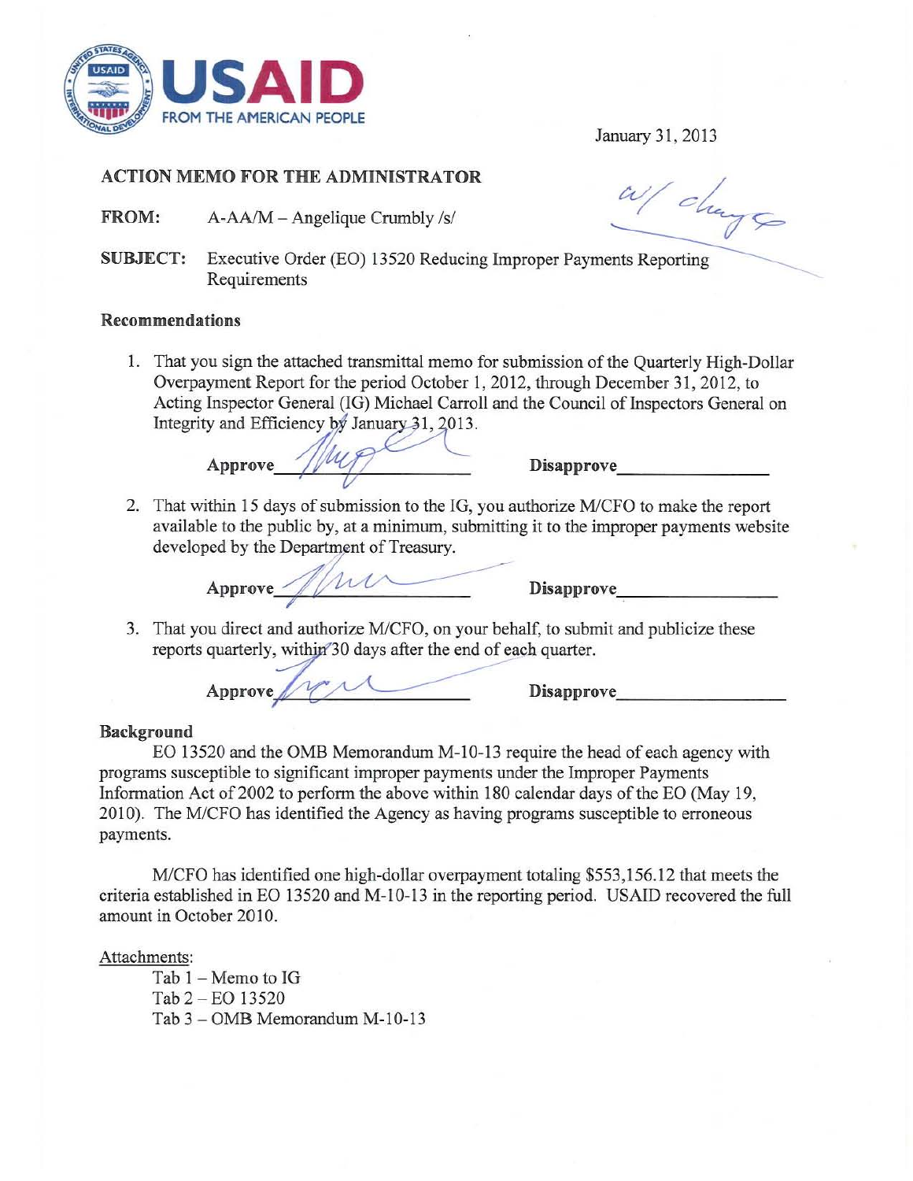January 31, 2013

w/ change

## ACTION MEMO FOR THE ADMINISTRATOR

**FROM:** A-AA/M – Angelique Crumbly /s/

**SUBJECT:** Executive Order (EO) 13520 Reducing Improper Payments Reporting Requirements

### Recommendations

1. That you sign the attached transmittal memo for submission of the Quarterly High-Dollar Overpayment Report for the period October 1, 2012, through December 31, 2012, to Acting Inspector General (IG) Michael Carroll and the Council of Inspectors General on Integrity and Efficiency by January 31, 2013.

   **Approve** ____________ **Disapprove** ____________

2. That within 15 days of submission to the IG, you authorize M/CFO to make the report available to the public by, at a minimum, submitting it to the improper payments website developed by the Department of Treasury.

   **Approve** ____________ **Disapprove** ____________

3. That you direct and authorize M/CFO, on your behalf, to submit and publicize these reports quarterly, within 30 days after the end of each quarter.

   **Approve** ____________ **Disapprove** ____________

### Background

EO 13520 and the OMB Memorandum M-10-13 require the head of each agency with programs susceptible to significant improper payments under the Improper Payments Information Act of 2002 to perform the above within 180 calendar days of the EO (May 19, 2010). The M/CFO has identified the Agency as having programs susceptible to erroneous payments.

M/CFO has identified one high-dollar overpayment totaling $553,156.12 that meets the criteria established in EO 13520 and M-10-13 in the reporting period. USAID recovered the full amount in October 2010.

Attachments:

- Tab 1 – Memo to IG
- Tab 2 – EO 13520
- Tab 3 – OMB Memorandum M-10-13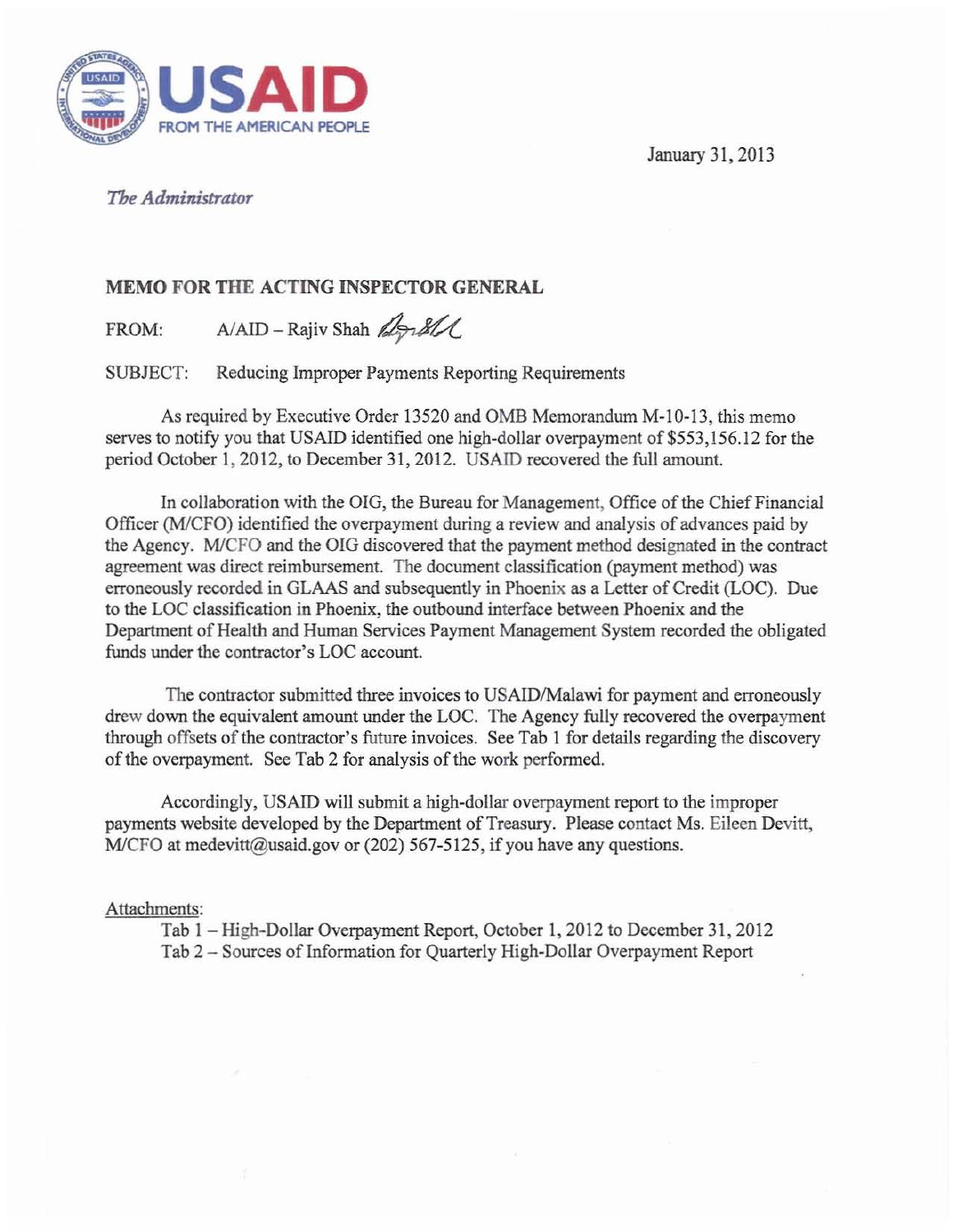**USAID**
FROM THE AMERICAN PEOPLE

January 31, 2013

*The Administrator*

**MEMO FOR THE ACTING INSPECTOR GENERAL**

FROM: A/AID – Rajiv Shah

SUBJECT: Reducing Improper Payments Reporting Requirements

As required by Executive Order 13520 and OMB Memorandum M-10-13, this memo serves to notify you that USAID identified one high-dollar overpayment of $553,156.12 for the period October 1, 2012, to December 31, 2012. USAID recovered the full amount.

In collaboration with the OIG, the Bureau for Management, Office of the Chief Financial Officer (M/CFO) identified the overpayment during a review and analysis of advances paid by the Agency. M/CFO and the OIG discovered that the payment method designated in the contract agreement was direct reimbursement. The document classification (payment method) was erroneously recorded in GLAAS and subsequently in Phoenix as a Letter of Credit (LOC). Due to the LOC classification in Phoenix, the outbound interface between Phoenix and the Department of Health and Human Services Payment Management System recorded the obligated funds under the contractor's LOC account.

The contractor submitted three invoices to USAID/Malawi for payment and erroneously drew down the equivalent amount under the LOC. The Agency fully recovered the overpayment through offsets of the contractor's future invoices. See Tab 1 for details regarding the discovery of the overpayment. See Tab 2 for analysis of the work performed.

Accordingly, USAID will submit a high-dollar overpayment report to the improper payments website developed by the Department of Treasury. Please contact Ms. Eileen Devitt, M/CFO at medevitt@usaid.gov or (202) 567-5125, if you have any questions.

Attachments:

Tab 1 – High-Dollar Overpayment Report, October 1, 2012 to December 31, 2012
Tab 2 – Sources of Information for Quarterly High-Dollar Overpayment Report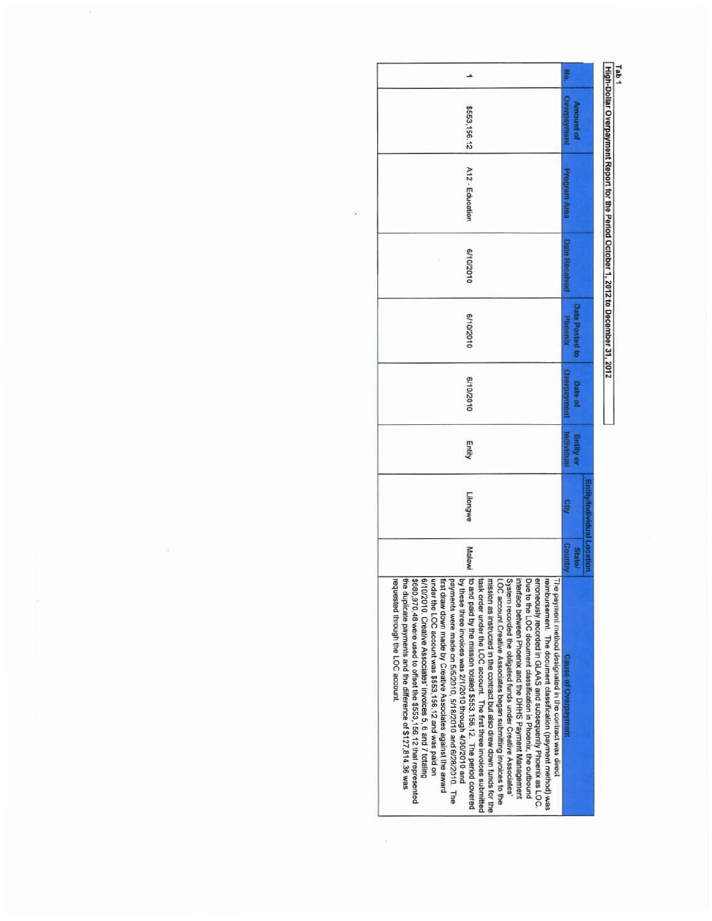Tab 1

**High-Dollar Overpayment Report for the Period October 1, 2012 to December 31, 2012**

| No. | Amount of Overpayment | Program Area | Date Received | Date Posted to Phoenix | Date of Overpayment | Entity or Individual | Entity/Individual Location | | Cause of Overpayment |
|---|---|---|---|---|---|---|---|---|---|
| | | | | | | | City | State/ Country | |
| 1 | $553,156.12 | A12 - Education | 6/10/2010 | 6/10/2010 | 6/10/2010 | Entity | Lilongwe | Malawi | The payment method designated in the contract was direct reimbursement. The document classification (payment method) was erroneously recorded in GLAAS and subsequently Phoenix as LOC. Due to the LOC document classification in Phoenix, the outbound interface between Phoenix and the DHHS Payment Management System recorded the obligated funds under Creative Associates' LOC account. Creative Associates began submitting invoices to the mission as instructed in the contract but also drew down funds for the task order under the LOC account. The first three invoices submitted to and paid by the mission totaled $553,156.12. The period covered by these three invoices was 2/1/2010 through 4/30/2010 and payments were made on 5/5/2010, 5/18/2010 and 6/28/2010. The first draw down made by Creative Associates against the award under the LOC account was $553,156.12 and was paid on 6/10/2010. Creative Associates' invoices 5, 6 and 7 totaling $680,970.48 were used to offset the $553,156.12 that represented the duplicate payments and the difference of $127,814.36 was requested through the LOC account. |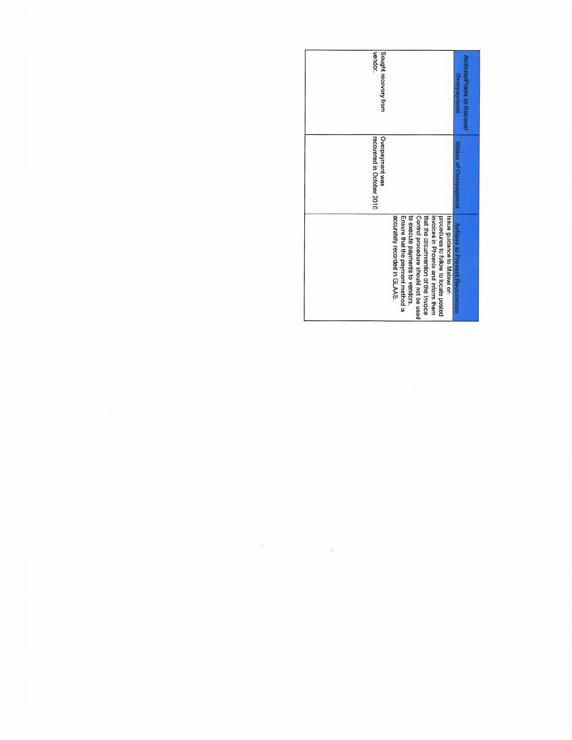| Actions/Plans to Recover Overpayment | Status of Overpayment | Actions to Prevent Recurrence |
| --- | --- | --- |
| Sought recovery from vendor. | Overpayment was recovered in October 2010 | Issue guidance to Malawi on procedures to follow to locate posted invoices in Phoenix and inform them that the circumvention of the Invoice Control procedure should not be used to execute payments to vendors. Ensure that the payment method is accurately recorded in GLAAS. |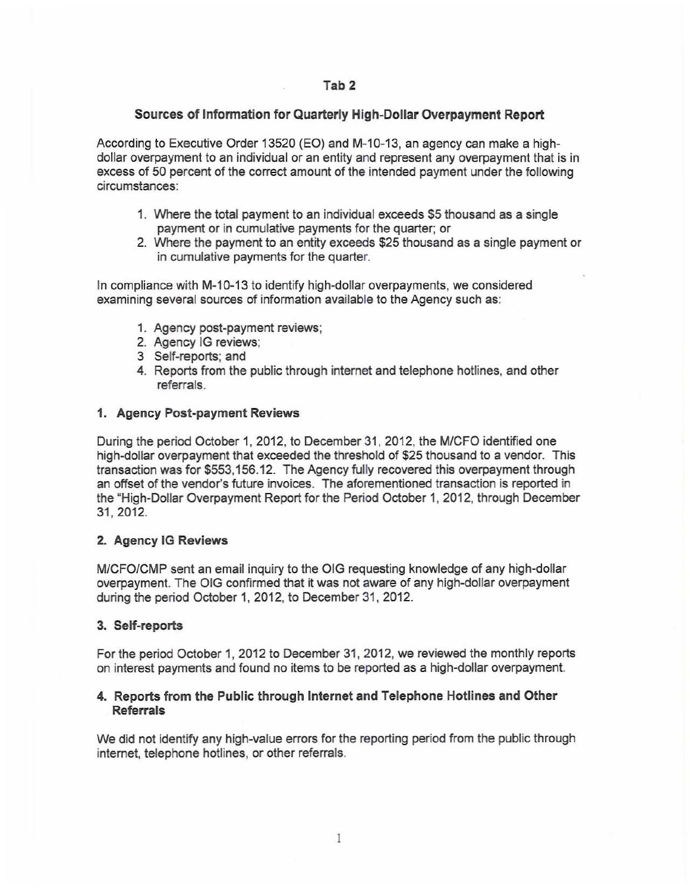# Tab 2

## Sources of Information for Quarterly High-Dollar Overpayment Report

According to Executive Order 13520 (EO) and M-10-13, an agency can make a high-dollar overpayment to an individual or an entity and represent any overpayment that is in excess of 50 percent of the correct amount of the intended payment under the following circumstances:

1. Where the total payment to an individual exceeds $5 thousand as a single payment or in cumulative payments for the quarter; or
2. Where the payment to an entity exceeds $25 thousand as a single payment or in cumulative payments for the quarter.

In compliance with M-10-13 to identify high-dollar overpayments, we considered examining several sources of information available to the Agency such as:

1. Agency post-payment reviews;
2. Agency IG reviews;
3. Self-reports; and
4. Reports from the public through internet and telephone hotlines, and other referrals.

### 1. Agency Post-payment Reviews

During the period October 1, 2012, to December 31, 2012, the M/CFO identified one high-dollar overpayment that exceeded the threshold of $25 thousand to a vendor. This transaction was for $553,156.12. The Agency fully recovered this overpayment through an offset of the vendor's future invoices. The aforementioned transaction is reported in the "High-Dollar Overpayment Report for the Period October 1, 2012, through December 31, 2012.

### 2. Agency IG Reviews

M/CFO/CMP sent an email inquiry to the OIG requesting knowledge of any high-dollar overpayment. The OIG confirmed that it was not aware of any high-dollar overpayment during the period October 1, 2012, to December 31, 2012.

### 3. Self-reports

For the period October 1, 2012 to December 31, 2012, we reviewed the monthly reports on interest payments and found no items to be reported as a high-dollar overpayment.

### 4. Reports from the Public through Internet and Telephone Hotlines and Other Referrals

We did not identify any high-value errors for the reporting period from the public through internet, telephone hotlines, or other referrals.